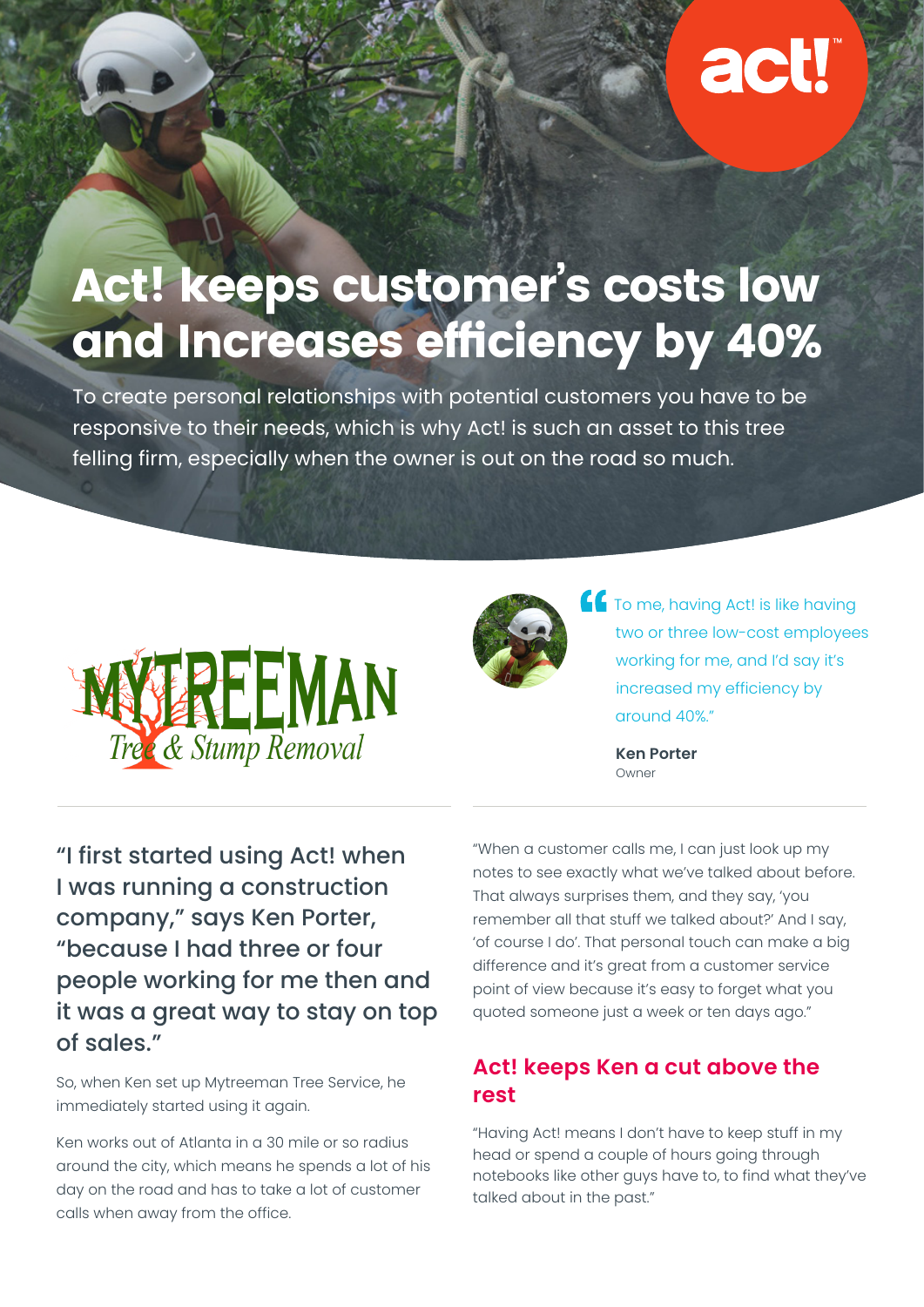# Act! keeps customer's costs low and Increases efficiency by 40%

To create personal relationships with potential customers you have to be responsive to their needs, which is why Act! is such an asset to this tree felling firm, especially when the owner is out on the road so much.

MYTREEMAN Tree & Stump Removal

> "To me, having Act! is like having two or three low-cost employees working for me, and I'd say it's increased my efficiency by around 40%."
>
> **Ken Porter**
> Owner

## "I first started using Act! when I was running a construction company," says Ken Porter, "because I had three or four people working for me then and it was a great way to stay on top of sales."

So, when Ken set up Mytreeman Tree Service, he immediately started using it again.

Ken works out of Atlanta in a 30 mile or so radius around the city, which means he spends a lot of his day on the road and has to take a lot of customer calls when away from the office.

"When a customer calls me, I can just look up my notes to see exactly what we've talked about before. That always surprises them, and they say, 'you remember all that stuff we talked about?' And I say, 'of course I do'. That personal touch can make a big difference and it's great from a customer service point of view because it's easy to forget what you quoted someone just a week or ten days ago."

## Act! keeps Ken a cut above the rest

"Having Act! means I don't have to keep stuff in my head or spend a couple of hours going through notebooks like other guys have to, to find what they've talked about in the past."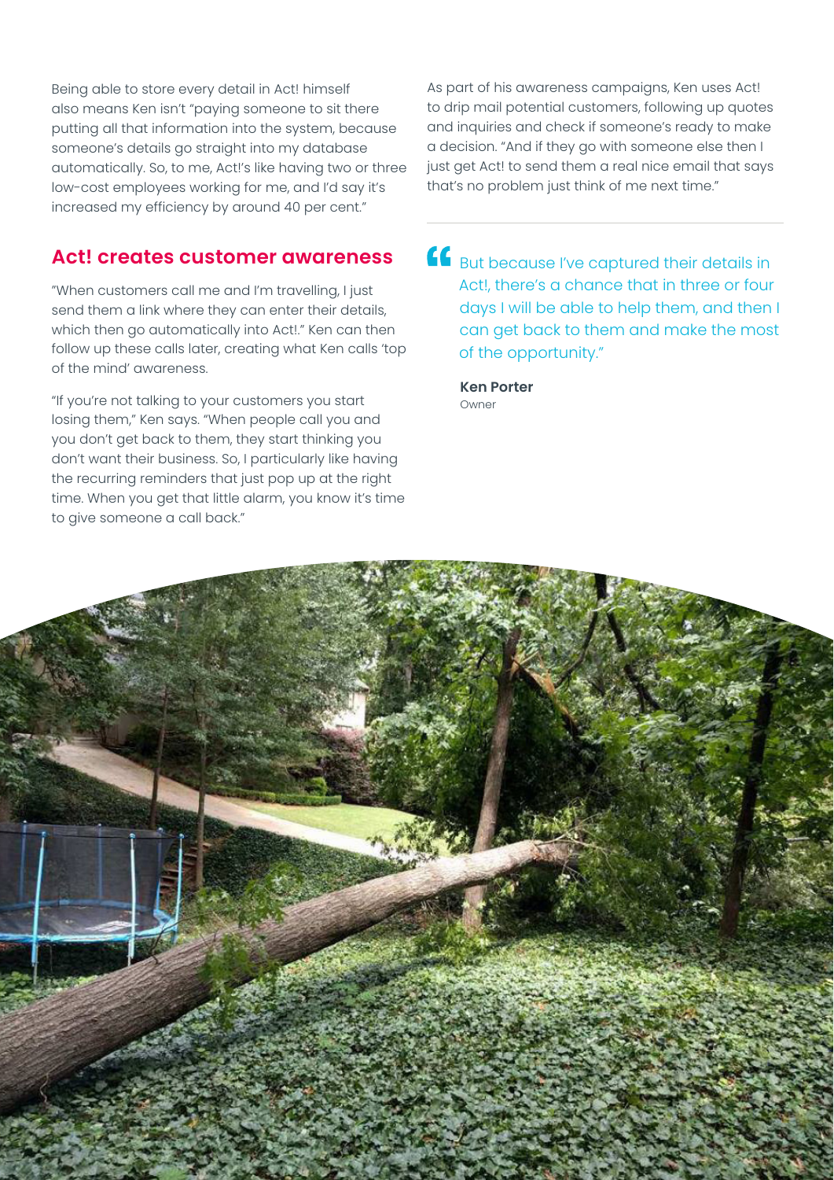Being able to store every detail in Act! himself also means Ken isn't "paying someone to sit there putting all that information into the system, because someone's details go straight into my database automatically. So, to me, Act!'s like having two or three low-cost employees working for me, and I'd say it's increased my efficiency by around 40 per cent."

## Act! creates customer awareness

"When customers call me and I'm travelling, I just send them a link where they can enter their details, which then go automatically into Act!." Ken can then follow up these calls later, creating what Ken calls 'top of the mind' awareness.

"If you're not talking to your customers you start losing them," Ken says. "When people call you and you don't get back to them, they start thinking you don't want their business. So, I particularly like having the recurring reminders that just pop up at the right time. When you get that little alarm, you know it's time to give someone a call back."

As part of his awareness campaigns, Ken uses Act! to drip mail potential customers, following up quotes and inquiries and check if someone's ready to make a decision. "And if they go with someone else then I just get Act! to send them a real nice email that says that's no problem just think of me next time."

> But because I've captured their details in Act!, there's a chance that in three or four days I will be able to help them, and then I can get back to them and make the most of the opportunity."
>
> **Ken Porter**
> Owner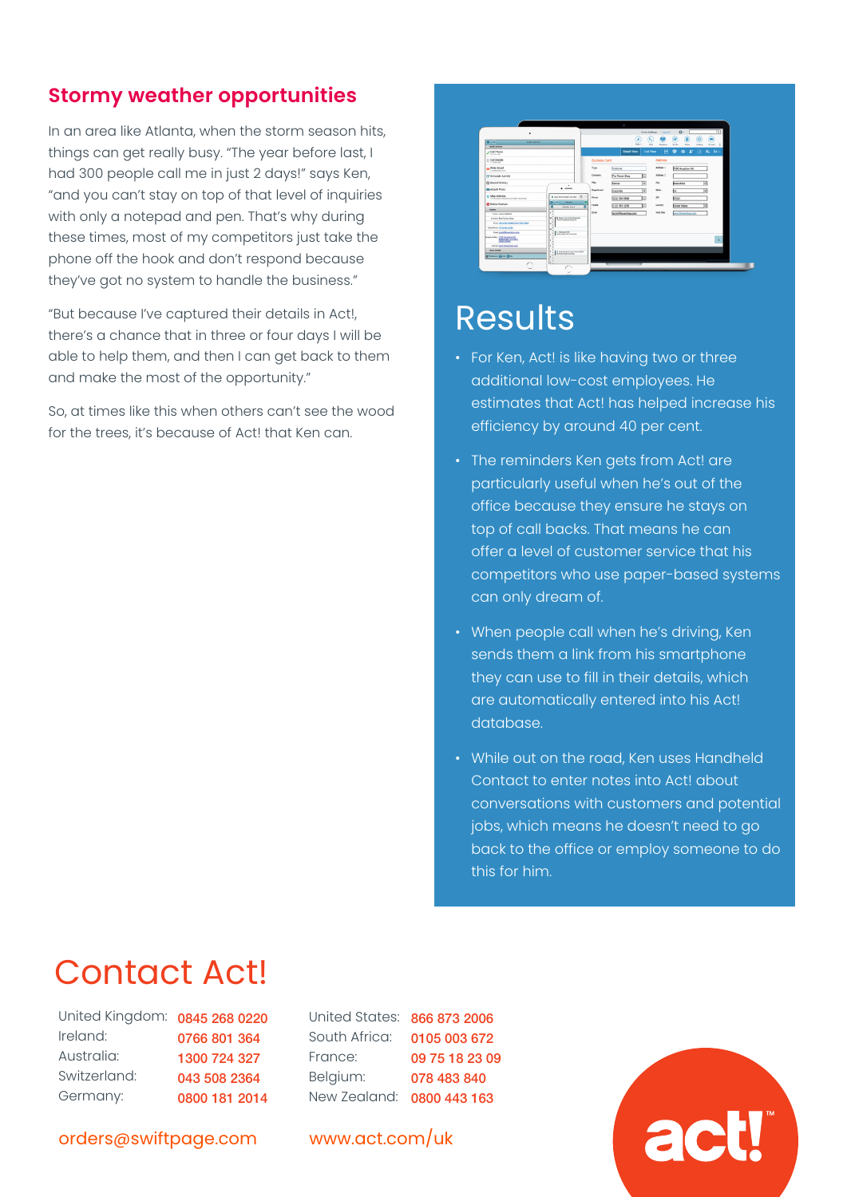## Stormy weather opportunities

In an area like Atlanta, when the storm season hits, things can get really busy. "The year before last, I had 300 people call me in just 2 days!" says Ken, "and you can't stay on top of that level of inquiries with only a notepad and pen. That's why during these times, most of my competitors just take the phone off the hook and don't respond because they've got no system to handle the business."

"But because I've captured their details in Act!, there's a chance that in three or four days I will be able to help them, and then I can get back to them and make the most of the opportunity."

So, at times like this when others can't see the wood for the trees, it's because of Act! that Ken can.

## Results

- For Ken, Act! is like having two or three additional low-cost employees. He estimates that Act! has helped increase his efficiency by around 40 per cent.
- The reminders Ken gets from Act! are particularly useful when he's out of the office because they ensure he stays on top of call backs. That means he can offer a level of customer service that his competitors who use paper-based systems can only dream of.
- When people call when he's driving, Ken sends them a link from his smartphone they can use to fill in their details, which are automatically entered into his Act! database.
- While out on the road, Ken uses Handheld Contact to enter notes into Act! about conversations with customers and potential jobs, which means he doesn't need to go back to the office or employ someone to do this for him.

# Contact Act!

| | | | |
|---|---|---|---|
| United Kingdom: | 0845 268 0220 | United States: | 866 873 2006 |
| Ireland: | 0766 801 364 | South Africa: | 0105 003 672 |
| Australia: | 1300 724 327 | France: | 09 75 18 23 09 |
| Switzerland: | 043 508 2364 | Belgium: | 078 483 840 |
| Germany: | 0800 181 2014 | New Zealand: | 0800 443 163 |

orders@swiftpage.com

www.act.com/uk

act!™